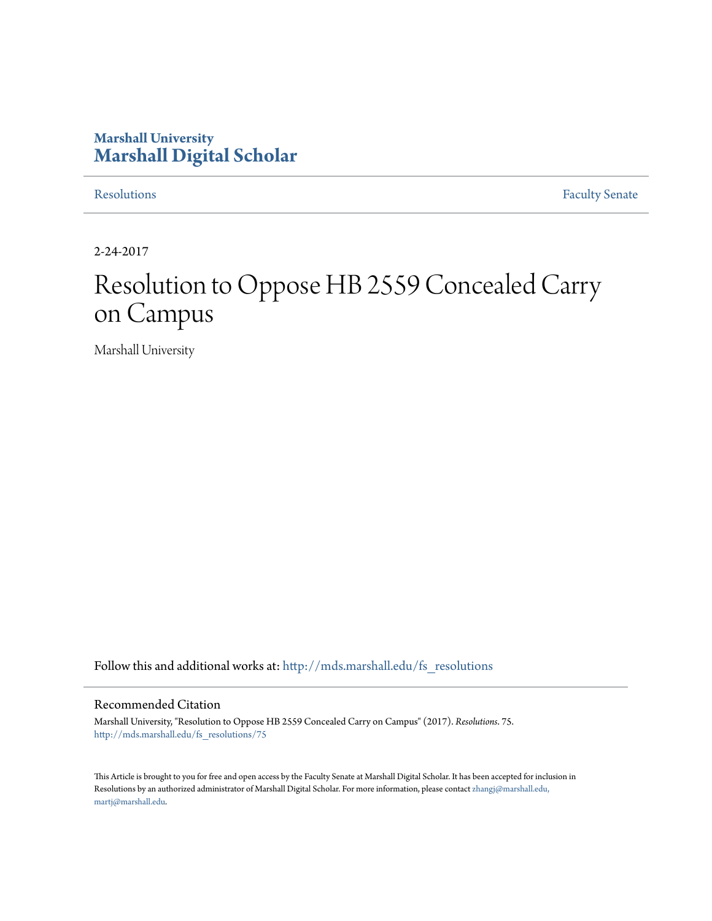Marshall University
**Marshall Digital Scholar**

Resolutions | Faculty Senate

2-24-2017

# Resolution to Oppose HB 2559 Concealed Carry on Campus

Marshall University

Follow this and additional works at: http://mds.marshall.edu/fs_resolutions

## Recommended Citation

Marshall University, "Resolution to Oppose HB 2559 Concealed Carry on Campus" (2017). *Resolutions*. 75.
http://mds.marshall.edu/fs_resolutions/75

This Article is brought to you for free and open access by the Faculty Senate at Marshall Digital Scholar. It has been accepted for inclusion in Resolutions by an authorized administrator of Marshall Digital Scholar. For more information, please contact zhangj@marshall.edu, martj@marshall.edu.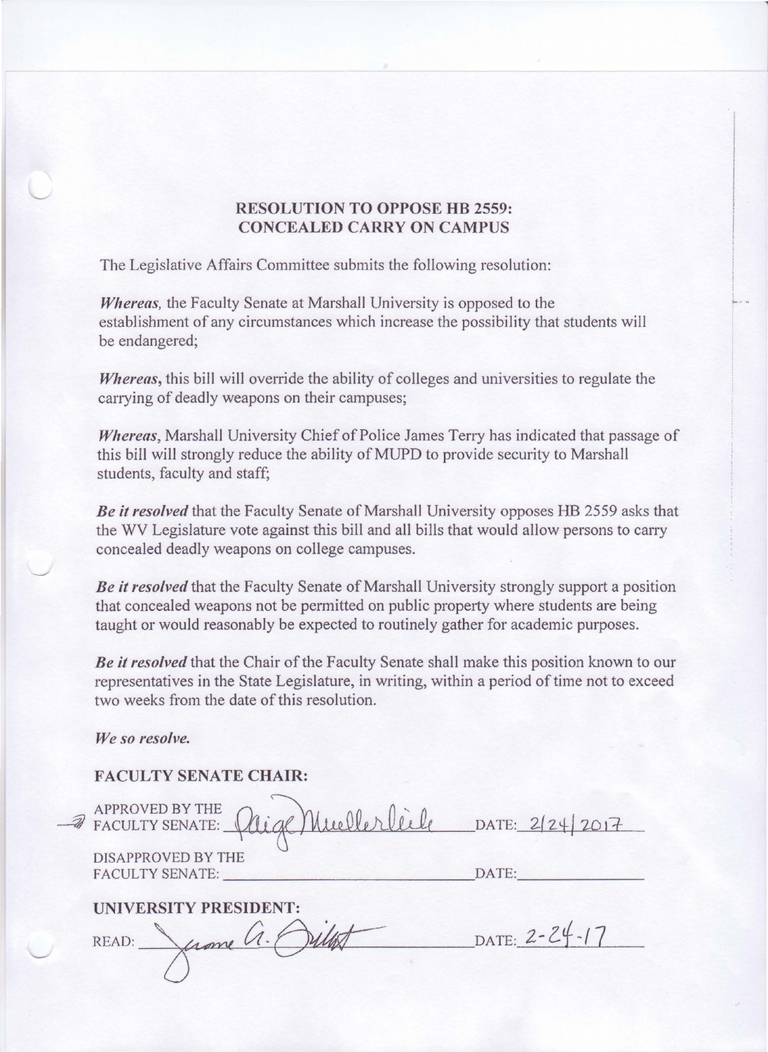## RESOLUTION TO OPPOSE HB 2559: CONCEALED CARRY ON CAMPUS

The Legislative Affairs Committee submits the following resolution:

***Whereas,*** the Faculty Senate at Marshall University is opposed to the establishment of any circumstances which increase the possibility that students will be endangered;

***Whereas,*** this bill will override the ability of colleges and universities to regulate the carrying of deadly weapons on their campuses;

***Whereas,*** Marshall University Chief of Police James Terry has indicated that passage of this bill will strongly reduce the ability of MUPD to provide security to Marshall students, faculty and staff;

***Be it resolved*** that the Faculty Senate of Marshall University opposes HB 2559 asks that the WV Legislature vote against this bill and all bills that would allow persons to carry concealed deadly weapons on college campuses.

***Be it resolved*** that the Faculty Senate of Marshall University strongly support a position that concealed weapons not be permitted on public property where students are being taught or would reasonably be expected to routinely gather for academic purposes.

***Be it resolved*** that the Chair of the Faculty Senate shall make this position known to our representatives in the State Legislature, in writing, within a period of time not to exceed two weeks from the date of this resolution.

***We so resolve.***

**FACULTY SENATE CHAIR:**

APPROVED BY THE FACULTY SENATE: Paige Muellerleile DATE: 2/24/2017

DISAPPROVED BY THE FACULTY SENATE: ______________________ DATE: __________

**UNIVERSITY PRESIDENT:**

READ: Jerome A. Gilbert DATE: 2-24-17